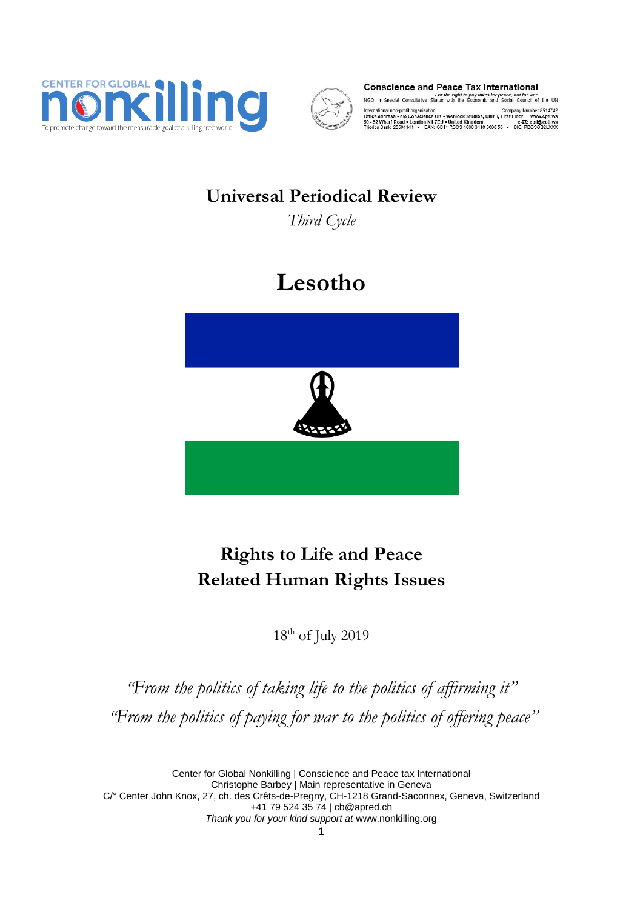CENTER FOR GLOBAL **nonkilling**
To promote change toward the measurable goal of a killing-free world

**Conscience and Peace Tax International**
*For the right to pay taxes for peace, not for war*
NGO in Special Consultative Status with the Economic and Social Council of the UN

International non-profit organization — Company Number 8514742
Office address • c/o Conscience UK • Wenlock Studios, Unit 8, First Floor — www.cpti.ws
50 - 52 Wharf Road • London N1 7EU • United Kingdom — e-✉ cpti@cpti.ws
Triodos Bank: 20591144 • IBAN: GB11 RBOS 1600 3410 0008 56 • BIC: RBOSGB2LXXX

# Universal Periodical Review

*Third Cycle*

# Lesotho

## Rights to Life and Peace
## Related Human Rights Issues

18th of July 2019

*"From the politics of taking life to the politics of affirming it"*

*"From the politics of paying for war to the politics of offering peace"*

Center for Global Nonkilling | Conscience and Peace tax International
Christophe Barbey | Main representative in Geneva
C/° Center John Knox, 27, ch. des Crêts-de-Pregny, CH-1218 Grand-Saconnex, Geneva, Switzerland
+41 79 524 35 74 | cb@apred.ch
*Thank you for your kind support at* www.nonkilling.org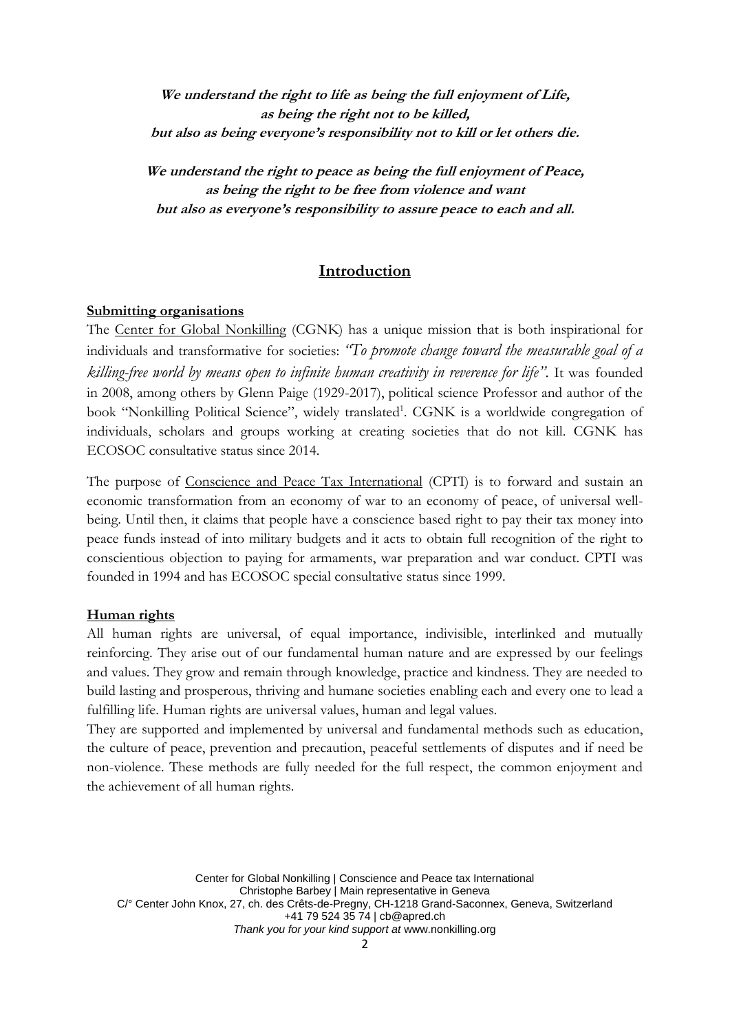***We understand the right to life as being the full enjoyment of Life,***
***as being the right not to be killed,***
***but also as being everyone's responsibility not to kill or let others die.***

***We understand the right to peace as being the full enjoyment of Peace,***
***as being the right to be free from violence and want***
***but also as everyone's responsibility to assure peace to each and all.***

## Introduction

**Submitting organisations**

The Center for Global Nonkilling (CGNK) has a unique mission that is both inspirational for individuals and transformative for societies: *"To promote change toward the measurable goal of a killing-free world by means open to infinite human creativity in reverence for life".* It was founded in 2008, among others by Glenn Paige (1929-2017), political science Professor and author of the book "Nonkilling Political Science", widely translated[1]. CGNK is a worldwide congregation of individuals, scholars and groups working at creating societies that do not kill. CGNK has ECOSOC consultative status since 2014.

The purpose of Conscience and Peace Tax International (CPTI) is to forward and sustain an economic transformation from an economy of war to an economy of peace, of universal well-being. Until then, it claims that people have a conscience based right to pay their tax money into peace funds instead of into military budgets and it acts to obtain full recognition of the right to conscientious objection to paying for armaments, war preparation and war conduct. CPTI was founded in 1994 and has ECOSOC special consultative status since 1999.

**Human rights**

All human rights are universal, of equal importance, indivisible, interlinked and mutually reinforcing. They arise out of our fundamental human nature and are expressed by our feelings and values. They grow and remain through knowledge, practice and kindness. They are needed to build lasting and prosperous, thriving and humane societies enabling each and every one to lead a fulfilling life. Human rights are universal values, human and legal values.

They are supported and implemented by universal and fundamental methods such as education, the culture of peace, prevention and precaution, peaceful settlements of disputes and if need be non-violence. These methods are fully needed for the full respect, the common enjoyment and the achievement of all human rights.

Center for Global Nonkilling | Conscience and Peace tax International
Christophe Barbey | Main representative in Geneva
C/° Center John Knox, 27, ch. des Crêts-de-Pregny, CH-1218 Grand-Saconnex, Geneva, Switzerland
+41 79 524 35 74 | cb@apred.ch
*Thank you for your kind support at* www.nonkilling.org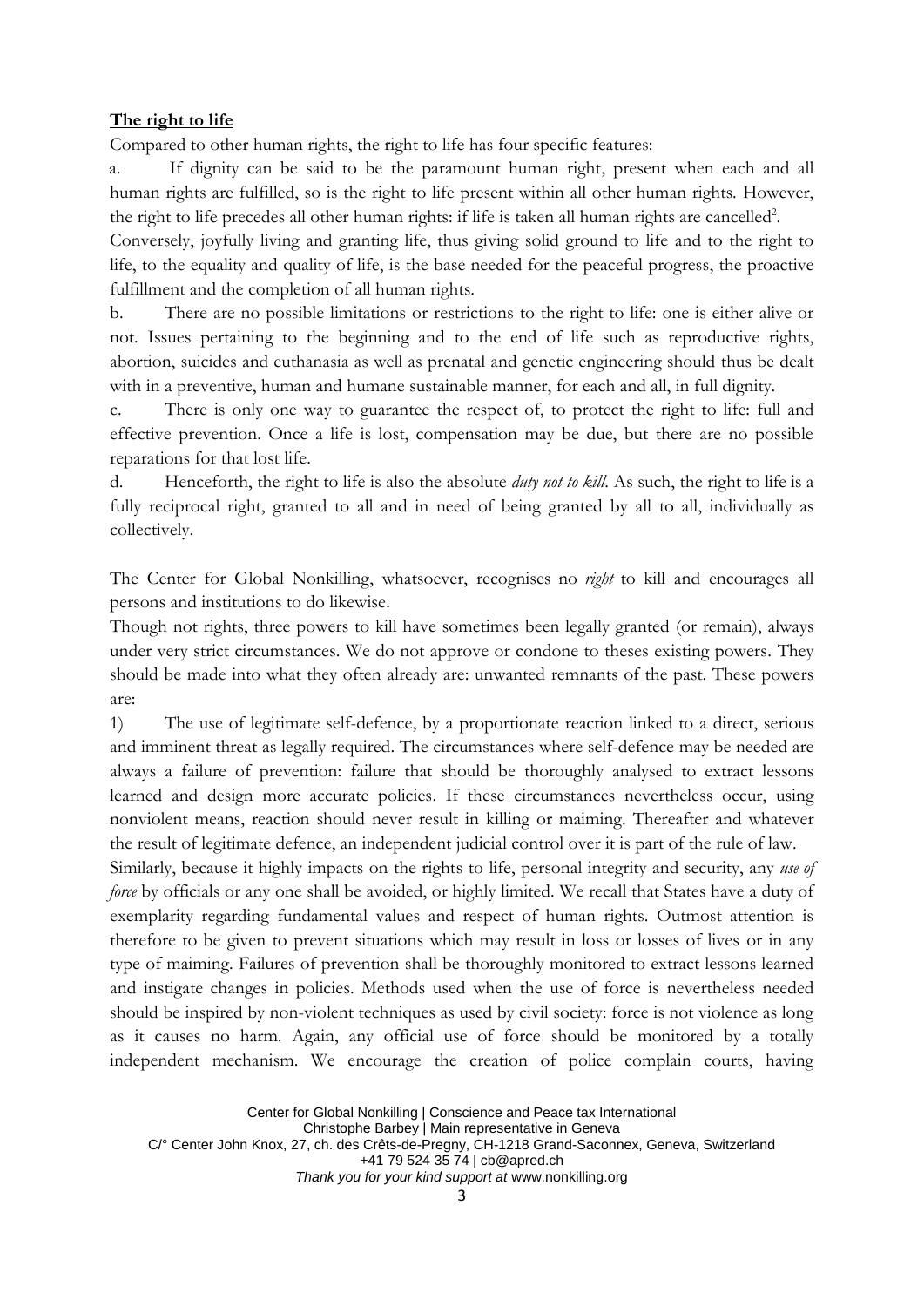**The right to life**

Compared to other human rights, <u>the right to life has four specific features</u>:

a. If dignity can be said to be the paramount human right, present when each and all human rights are fulfilled, so is the right to life present within all other human rights. However, the right to life precedes all other human rights: if life is taken all human rights are cancelled[2].

Conversely, joyfully living and granting life, thus giving solid ground to life and to the right to life, to the equality and quality of life, is the base needed for the peaceful progress, the proactive fulfillment and the completion of all human rights.

b. There are no possible limitations or restrictions to the right to life: one is either alive or not. Issues pertaining to the beginning and to the end of life such as reproductive rights, abortion, suicides and euthanasia as well as prenatal and genetic engineering should thus be dealt with in a preventive, human and humane sustainable manner, for each and all, in full dignity.

c. There is only one way to guarantee the respect of, to protect the right to life: full and effective prevention. Once a life is lost, compensation may be due, but there are no possible reparations for that lost life.

d. Henceforth, the right to life is also the absolute *duty not to kill*. As such, the right to life is a fully reciprocal right, granted to all and in need of being granted by all to all, individually as collectively.

The Center for Global Nonkilling, whatsoever, recognises no *right* to kill and encourages all persons and institutions to do likewise.

Though not rights, three powers to kill have sometimes been legally granted (or remain), always under very strict circumstances. We do not approve or condone to theses existing powers. They should be made into what they often already are: unwanted remnants of the past. These powers are:

1) The use of legitimate self-defence, by a proportionate reaction linked to a direct, serious and imminent threat as legally required. The circumstances where self-defence may be needed are always a failure of prevention: failure that should be thoroughly analysed to extract lessons learned and design more accurate policies. If these circumstances nevertheless occur, using nonviolent means, reaction should never result in killing or maiming. Thereafter and whatever the result of legitimate defence, an independent judicial control over it is part of the rule of law.

Similarly, because it highly impacts on the rights to life, personal integrity and security, any *use of force* by officials or any one shall be avoided, or highly limited. We recall that States have a duty of exemplarity regarding fundamental values and respect of human rights. Outmost attention is therefore to be given to prevent situations which may result in loss or losses of lives or in any type of maiming. Failures of prevention shall be thoroughly monitored to extract lessons learned and instigate changes in policies. Methods used when the use of force is nevertheless needed should be inspired by non-violent techniques as used by civil society: force is not violence as long as it causes no harm. Again, any official use of force should be monitored by a totally independent mechanism. We encourage the creation of police complain courts, having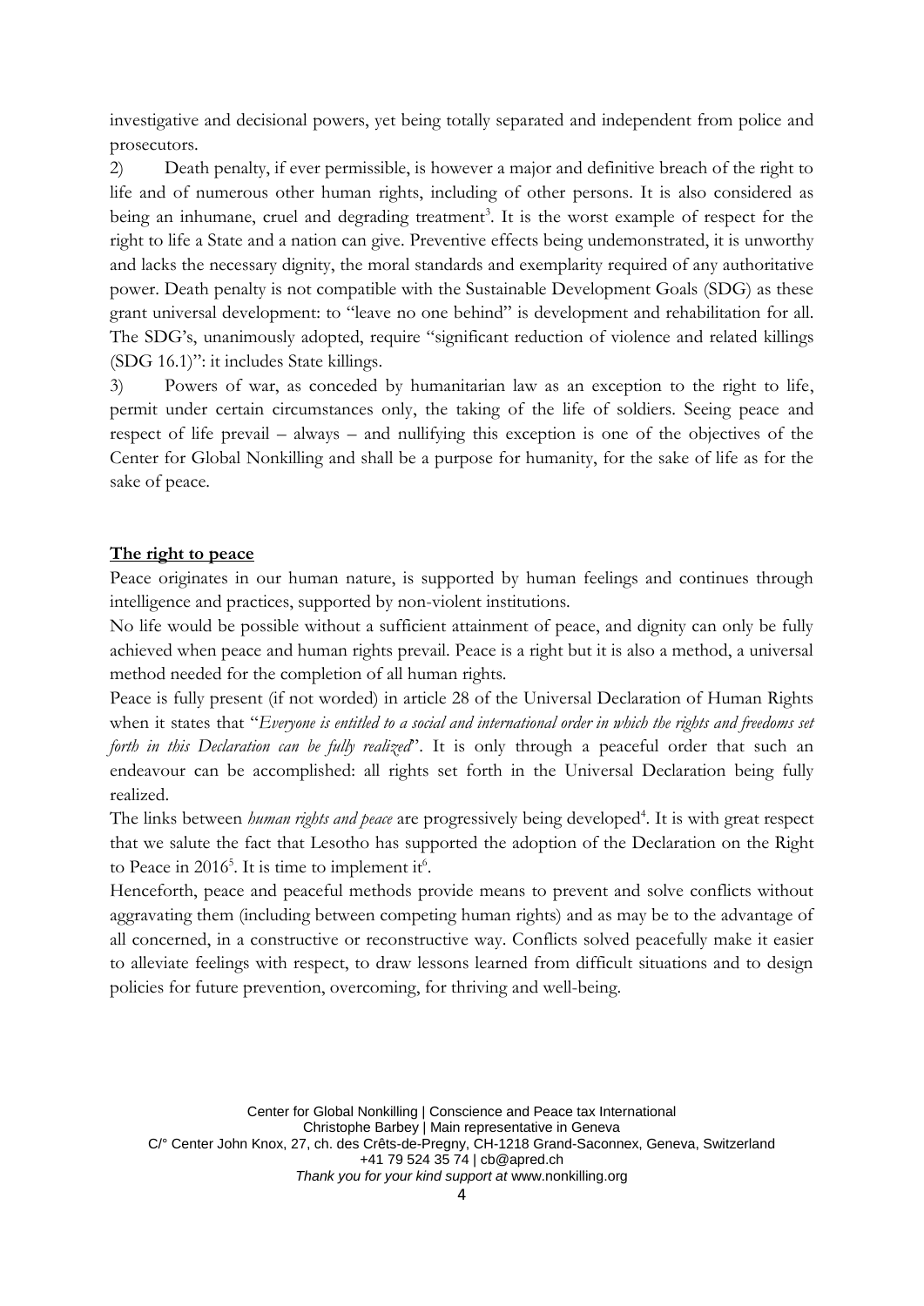investigative and decisional powers, yet being totally separated and independent from police and prosecutors.

2) Death penalty, if ever permissible, is however a major and definitive breach of the right to life and of numerous other human rights, including of other persons. It is also considered as being an inhumane, cruel and degrading treatment[3]. It is the worst example of respect for the right to life a State and a nation can give. Preventive effects being undemonstrated, it is unworthy and lacks the necessary dignity, the moral standards and exemplarity required of any authoritative power. Death penalty is not compatible with the Sustainable Development Goals (SDG) as these grant universal development: to "leave no one behind" is development and rehabilitation for all. The SDG's, unanimously adopted, require "significant reduction of violence and related killings (SDG 16.1)": it includes State killings.

3) Powers of war, as conceded by humanitarian law as an exception to the right to life, permit under certain circumstances only, the taking of the life of soldiers. Seeing peace and respect of life prevail – always – and nullifying this exception is one of the objectives of the Center for Global Nonkilling and shall be a purpose for humanity, for the sake of life as for the sake of peace.

**The right to peace**

Peace originates in our human nature, is supported by human feelings and continues through intelligence and practices, supported by non-violent institutions.

No life would be possible without a sufficient attainment of peace, and dignity can only be fully achieved when peace and human rights prevail. Peace is a right but it is also a method, a universal method needed for the completion of all human rights.

Peace is fully present (if not worded) in article 28 of the Universal Declaration of Human Rights when it states that "*Everyone is entitled to a social and international order in which the rights and freedoms set forth in this Declaration can be fully realized*". It is only through a peaceful order that such an endeavour can be accomplished: all rights set forth in the Universal Declaration being fully realized.

The links between *human rights and peace* are progressively being developed[4]. It is with great respect that we salute the fact that Lesotho has supported the adoption of the Declaration on the Right to Peace in 2016[5]. It is time to implement it[6].

Henceforth, peace and peaceful methods provide means to prevent and solve conflicts without aggravating them (including between competing human rights) and as may be to the advantage of all concerned, in a constructive or reconstructive way. Conflicts solved peacefully make it easier to alleviate feelings with respect, to draw lessons learned from difficult situations and to design policies for future prevention, overcoming, for thriving and well-being.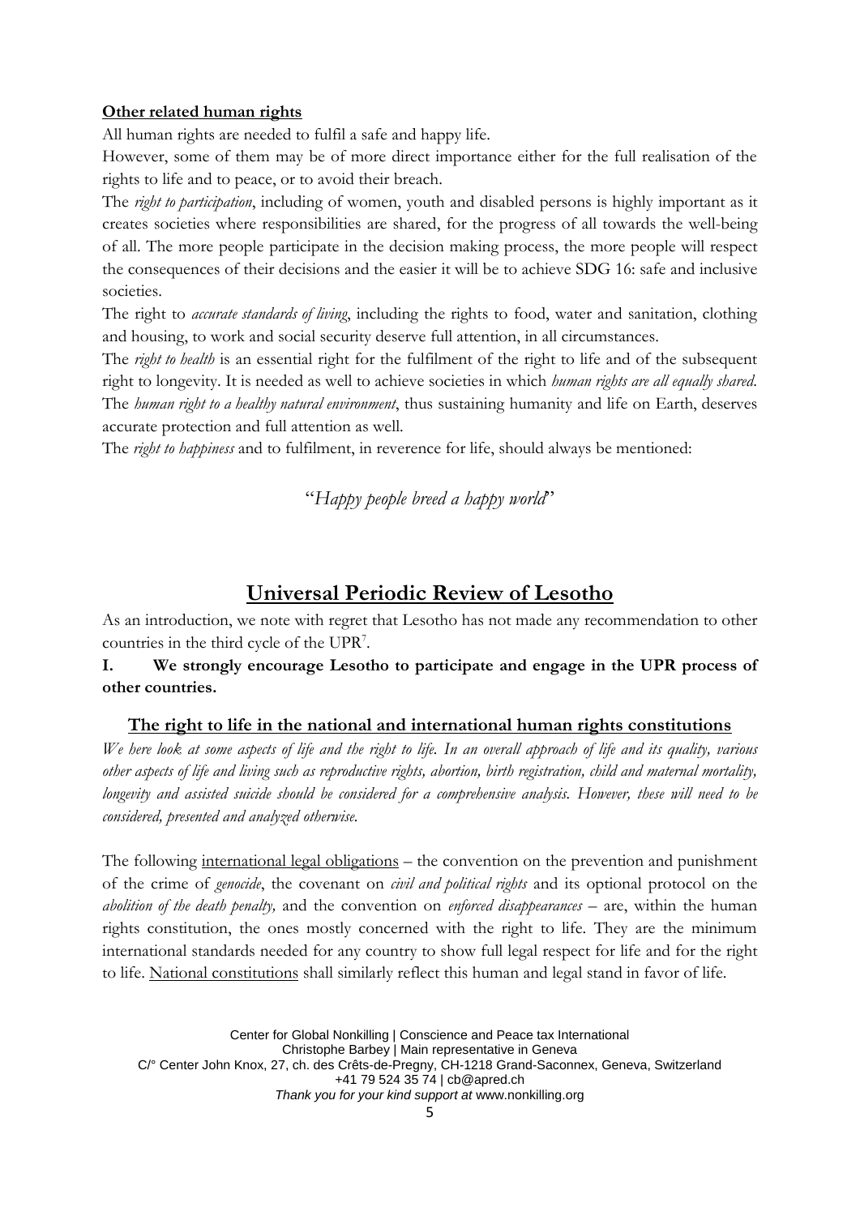**Other related human rights**

All human rights are needed to fulfil a safe and happy life.

However, some of them may be of more direct importance either for the full realisation of the rights to life and to peace, or to avoid their breach.

The *right to participation*, including of women, youth and disabled persons is highly important as it creates societies where responsibilities are shared, for the progress of all towards the well-being of all. The more people participate in the decision making process, the more people will respect the consequences of their decisions and the easier it will be to achieve SDG 16: safe and inclusive societies.

The right to *accurate standards of living*, including the rights to food, water and sanitation, clothing and housing, to work and social security deserve full attention, in all circumstances.

The *right to health* is an essential right for the fulfilment of the right to life and of the subsequent right to longevity. It is needed as well to achieve societies in which *human rights are all equally shared*. The *human right to a healthy natural environment*, thus sustaining humanity and life on Earth, deserves accurate protection and full attention as well.

The *right to happiness* and to fulfilment, in reverence for life, should always be mentioned:

"*Happy people breed a happy world*"

# Universal Periodic Review of Lesotho

As an introduction, we note with regret that Lesotho has not made any recommendation to other countries in the third cycle of the UPR[7].

**I. We strongly encourage Lesotho to participate and engage in the UPR process of other countries.**

## The right to life in the national and international human rights constitutions

*We here look at some aspects of life and the right to life. In an overall approach of life and its quality, various other aspects of life and living such as reproductive rights, abortion, birth registration, child and maternal mortality, longevity and assisted suicide should be considered for a comprehensive analysis. However, these will need to be considered, presented and analyzed otherwise.*

The following international legal obligations – the convention on the prevention and punishment of the crime of *genocide*, the covenant on *civil and political rights* and its optional protocol on the *abolition of the death penalty,* and the convention on *enforced disappearances* – are, within the human rights constitution, the ones mostly concerned with the right to life. They are the minimum international standards needed for any country to show full legal respect for life and for the right to life. National constitutions shall similarly reflect this human and legal stand in favor of life.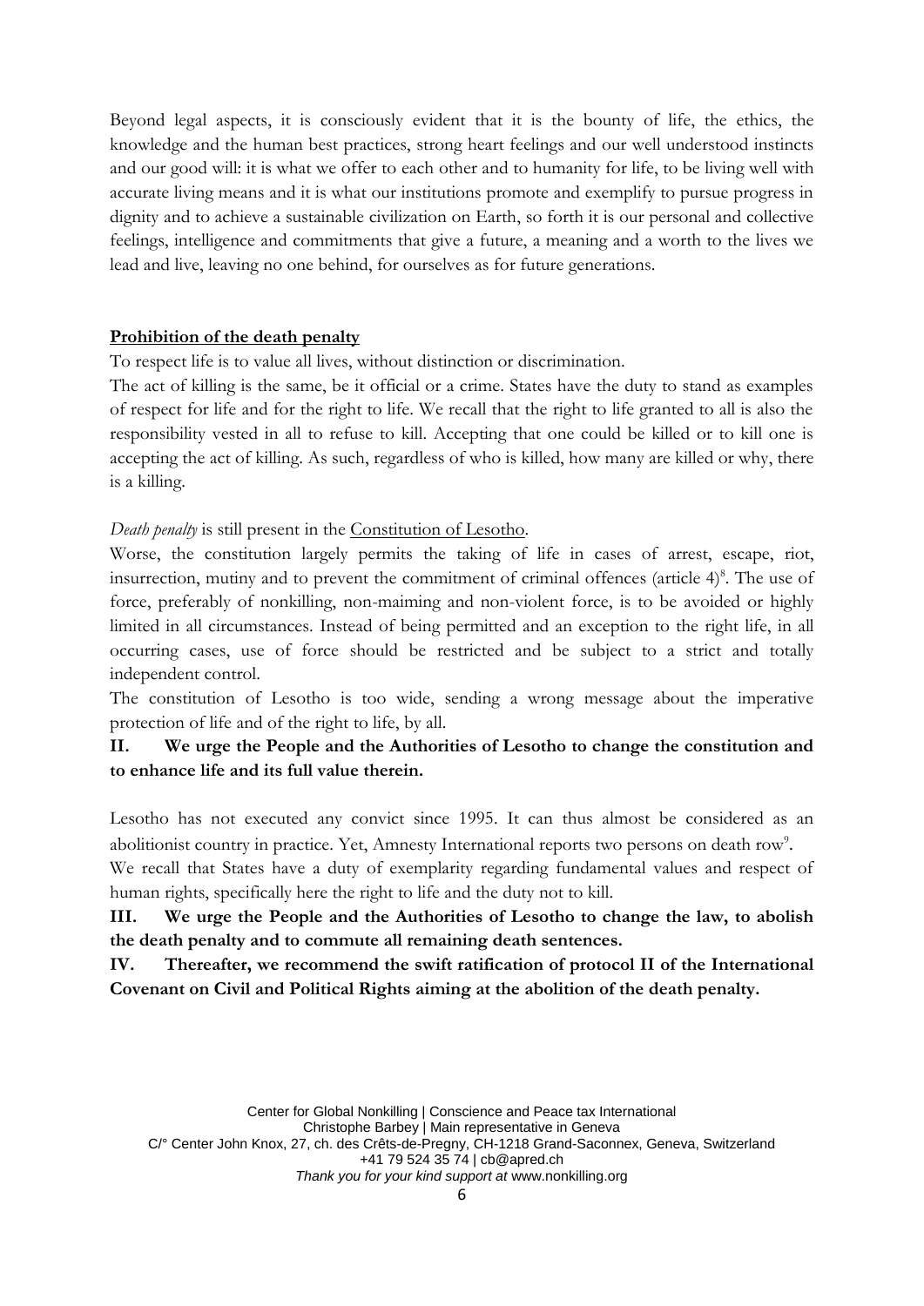Beyond legal aspects, it is consciously evident that it is the bounty of life, the ethics, the knowledge and the human best practices, strong heart feelings and our well understood instincts and our good will: it is what we offer to each other and to humanity for life, to be living well with accurate living means and it is what our institutions promote and exemplify to pursue progress in dignity and to achieve a sustainable civilization on Earth, so forth it is our personal and collective feelings, intelligence and commitments that give a future, a meaning and a worth to the lives we lead and live, leaving no one behind, for ourselves as for future generations.

## Prohibition of the death penalty

To respect life is to value all lives, without distinction or discrimination.

The act of killing is the same, be it official or a crime. States have the duty to stand as examples of respect for life and for the right to life. We recall that the right to life granted to all is also the responsibility vested in all to refuse to kill. Accepting that one could be killed or to kill one is accepting the act of killing. As such, regardless of who is killed, how many are killed or why, there is a killing.

*Death penalty* is still present in the Constitution of Lesotho.

Worse, the constitution largely permits the taking of life in cases of arrest, escape, riot, insurrection, mutiny and to prevent the commitment of criminal offences (article 4)[8]. The use of force, preferably of nonkilling, non-maiming and non-violent force, is to be avoided or highly limited in all circumstances. Instead of being permitted and an exception to the right life, in all occurring cases, use of force should be restricted and be subject to a strict and totally independent control.

The constitution of Lesotho is too wide, sending a wrong message about the imperative protection of life and of the right to life, by all.

**II. We urge the People and the Authorities of Lesotho to change the constitution and to enhance life and its full value therein.**

Lesotho has not executed any convict since 1995. It can thus almost be considered as an abolitionist country in practice. Yet, Amnesty International reports two persons on death row[9].

We recall that States have a duty of exemplarity regarding fundamental values and respect of human rights, specifically here the right to life and the duty not to kill.

**III. We urge the People and the Authorities of Lesotho to change the law, to abolish the death penalty and to commute all remaining death sentences.**

**IV. Thereafter, we recommend the swift ratification of protocol II of the International Covenant on Civil and Political Rights aiming at the abolition of the death penalty.**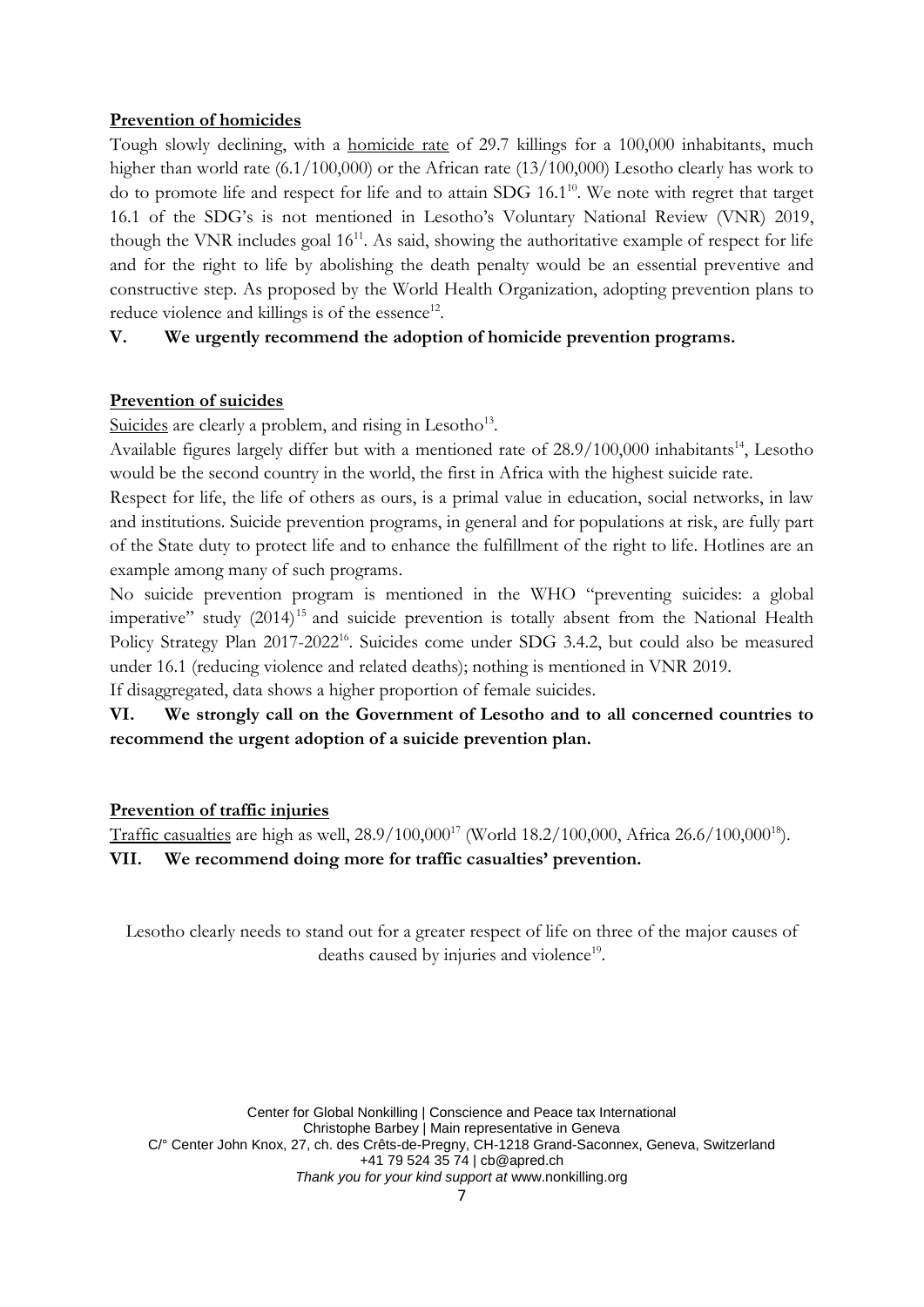**Prevention of homicides**

Tough slowly declining, with a homicide rate of 29.7 killings for a 100,000 inhabitants, much higher than world rate (6.1/100,000) or the African rate (13/100,000) Lesotho clearly has work to do to promote life and respect for life and to attain SDG 16.1[10]. We note with regret that target 16.1 of the SDG's is not mentioned in Lesotho's Voluntary National Review (VNR) 2019, though the VNR includes goal 16[11]. As said, showing the authoritative example of respect for life and for the right to life by abolishing the death penalty would be an essential preventive and constructive step. As proposed by the World Health Organization, adopting prevention plans to reduce violence and killings is of the essence[12].

**V. We urgently recommend the adoption of homicide prevention programs.**

**Prevention of suicides**

Suicides are clearly a problem, and rising in Lesotho[13].

Available figures largely differ but with a mentioned rate of 28.9/100,000 inhabitants[14], Lesotho would be the second country in the world, the first in Africa with the highest suicide rate.

Respect for life, the life of others as ours, is a primal value in education, social networks, in law and institutions. Suicide prevention programs, in general and for populations at risk, are fully part of the State duty to protect life and to enhance the fulfillment of the right to life. Hotlines are an example among many of such programs.

No suicide prevention program is mentioned in the WHO "preventing suicides: a global imperative" study (2014)[15] and suicide prevention is totally absent from the National Health Policy Strategy Plan 2017-2022[16]. Suicides come under SDG 3.4.2, but could also be measured under 16.1 (reducing violence and related deaths); nothing is mentioned in VNR 2019.

If disaggregated, data shows a higher proportion of female suicides.

**VI. We strongly call on the Government of Lesotho and to all concerned countries to recommend the urgent adoption of a suicide prevention plan.**

**Prevention of traffic injuries**

Traffic casualties are high as well, 28.9/100,000[17] (World 18.2/100,000, Africa 26.6/100,000[18]).

**VII. We recommend doing more for traffic casualties' prevention.**

Lesotho clearly needs to stand out for a greater respect of life on three of the major causes of deaths caused by injuries and violence[19].

Center for Global Nonkilling | Conscience and Peace tax International
Christophe Barbey | Main representative in Geneva
C/° Center John Knox, 27, ch. des Crêts-de-Pregny, CH-1218 Grand-Saconnex, Geneva, Switzerland
+41 79 524 35 74 | cb@apred.ch
*Thank you for your kind support at* www.nonkilling.org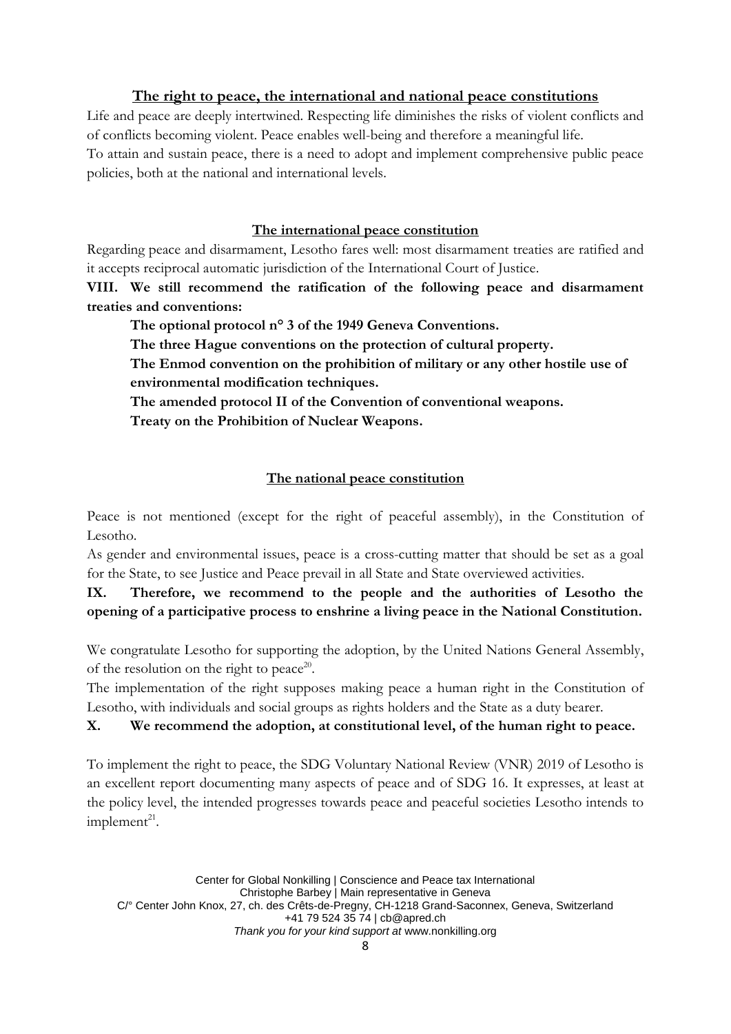## The right to peace, the international and national peace constitutions

Life and peace are deeply intertwined. Respecting life diminishes the risks of violent conflicts and of conflicts becoming violent. Peace enables well-being and therefore a meaningful life.
To attain and sustain peace, there is a need to adopt and implement comprehensive public peace policies, both at the national and international levels.

### The international peace constitution

Regarding peace and disarmament, Lesotho fares well: most disarmament treaties are ratified and it accepts reciprocal automatic jurisdiction of the International Court of Justice.

**VIII. We still recommend the ratification of the following peace and disarmament treaties and conventions:**

**The optional protocol n° 3 of the 1949 Geneva Conventions.**

**The three Hague conventions on the protection of cultural property.**

**The Enmod convention on the prohibition of military or any other hostile use of environmental modification techniques.**

**The amended protocol II of the Convention of conventional weapons.**

**Treaty on the Prohibition of Nuclear Weapons.**

### The national peace constitution

Peace is not mentioned (except for the right of peaceful assembly), in the Constitution of Lesotho.
As gender and environmental issues, peace is a cross-cutting matter that should be set as a goal for the State, to see Justice and Peace prevail in all State and State overviewed activities.

**IX. Therefore, we recommend to the people and the authorities of Lesotho the opening of a participative process to enshrine a living peace in the National Constitution.**

We congratulate Lesotho for supporting the adoption, by the United Nations General Assembly, of the resolution on the right to peace[20].
The implementation of the right supposes making peace a human right in the Constitution of Lesotho, with individuals and social groups as rights holders and the State as a duty bearer.

**X. We recommend the adoption, at constitutional level, of the human right to peace.**

To implement the right to peace, the SDG Voluntary National Review (VNR) 2019 of Lesotho is an excellent report documenting many aspects of peace and of SDG 16. It expresses, at least at the policy level, the intended progresses towards peace and peaceful societies Lesotho intends to implement[21].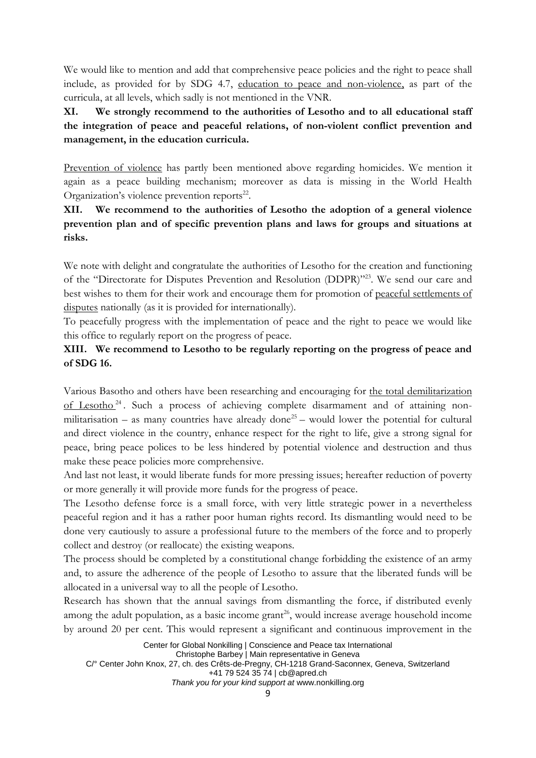We would like to mention and add that comprehensive peace policies and the right to peace shall include, as provided for by SDG 4.7, education to peace and non-violence, as part of the curricula, at all levels, which sadly is not mentioned in the VNR.

**XI. We strongly recommend to the authorities of Lesotho and to all educational staff the integration of peace and peaceful relations, of non-violent conflict prevention and management, in the education curricula.**

Prevention of violence has partly been mentioned above regarding homicides. We mention it again as a peace building mechanism; moreover as data is missing in the World Health Organization's violence prevention reports[22].

**XII. We recommend to the authorities of Lesotho the adoption of a general violence prevention plan and of specific prevention plans and laws for groups and situations at risks.**

We note with delight and congratulate the authorities of Lesotho for the creation and functioning of the "Directorate for Disputes Prevention and Resolution (DDPR)"[23]. We send our care and best wishes to them for their work and encourage them for promotion of peaceful settlements of disputes nationally (as it is provided for internationally).

To peacefully progress with the implementation of peace and the right to peace we would like this office to regularly report on the progress of peace.

**XIII. We recommend to Lesotho to be regularly reporting on the progress of peace and of SDG 16.**

Various Basotho and others have been researching and encouraging for the total demilitarization of Lesotho[24]. Such a process of achieving complete disarmament and of attaining non-militarisation – as many countries have already done[25] – would lower the potential for cultural and direct violence in the country, enhance respect for the right to life, give a strong signal for peace, bring peace polices to be less hindered by potential violence and destruction and thus make these peace policies more comprehensive.

And last not least, it would liberate funds for more pressing issues; hereafter reduction of poverty or more generally it will provide more funds for the progress of peace.

The Lesotho defense force is a small force, with very little strategic power in a nevertheless peaceful region and it has a rather poor human rights record. Its dismantling would need to be done very cautiously to assure a professional future to the members of the force and to properly collect and destroy (or reallocate) the existing weapons.

The process should be completed by a constitutional change forbidding the existence of an army and, to assure the adherence of the people of Lesotho to assure that the liberated funds will be allocated in a universal way to all the people of Lesotho.

Research has shown that the annual savings from dismantling the force, if distributed evenly among the adult population, as a basic income grant[26], would increase average household income by around 20 per cent. This would represent a significant and continuous improvement in the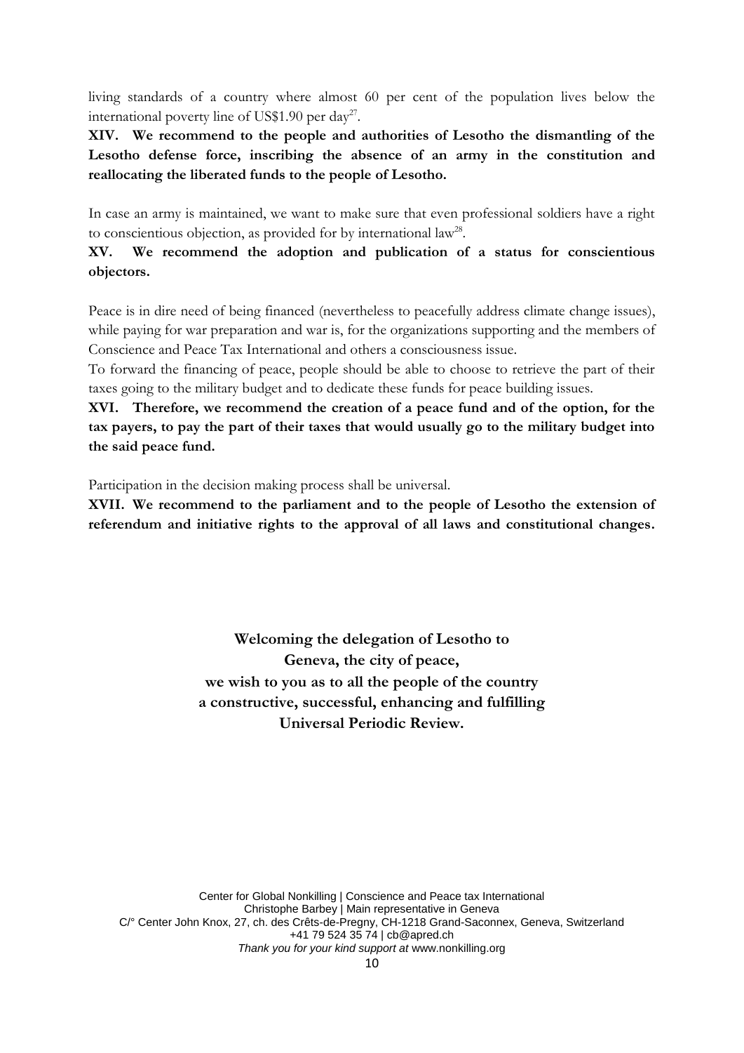living standards of a country where almost 60 per cent of the population lives below the international poverty line of US$1.90 per day[27].

**XIV. We recommend to the people and authorities of Lesotho the dismantling of the Lesotho defense force, inscribing the absence of an army in the constitution and reallocating the liberated funds to the people of Lesotho.**

In case an army is maintained, we want to make sure that even professional soldiers have a right to conscientious objection, as provided for by international law[28].

**XV. We recommend the adoption and publication of a status for conscientious objectors.**

Peace is in dire need of being financed (nevertheless to peacefully address climate change issues), while paying for war preparation and war is, for the organizations supporting and the members of Conscience and Peace Tax International and others a consciousness issue.

To forward the financing of peace, people should be able to choose to retrieve the part of their taxes going to the military budget and to dedicate these funds for peace building issues.

**XVI. Therefore, we recommend the creation of a peace fund and of the option, for the tax payers, to pay the part of their taxes that would usually go to the military budget into the said peace fund.**

Participation in the decision making process shall be universal.

**XVII. We recommend to the parliament and to the people of Lesotho the extension of referendum and initiative rights to the approval of all laws and constitutional changes.**

**Welcoming the delegation of Lesotho to Geneva, the city of peace, we wish to you as to all the people of the country a constructive, successful, enhancing and fulfilling Universal Periodic Review.**

Center for Global Nonkilling | Conscience and Peace tax International
Christophe Barbey | Main representative in Geneva
C/° Center John Knox, 27, ch. des Crêts-de-Pregny, CH-1218 Grand-Saconnex, Geneva, Switzerland
+41 79 524 35 74 | cb@apred.ch
*Thank you for your kind support at* www.nonkilling.org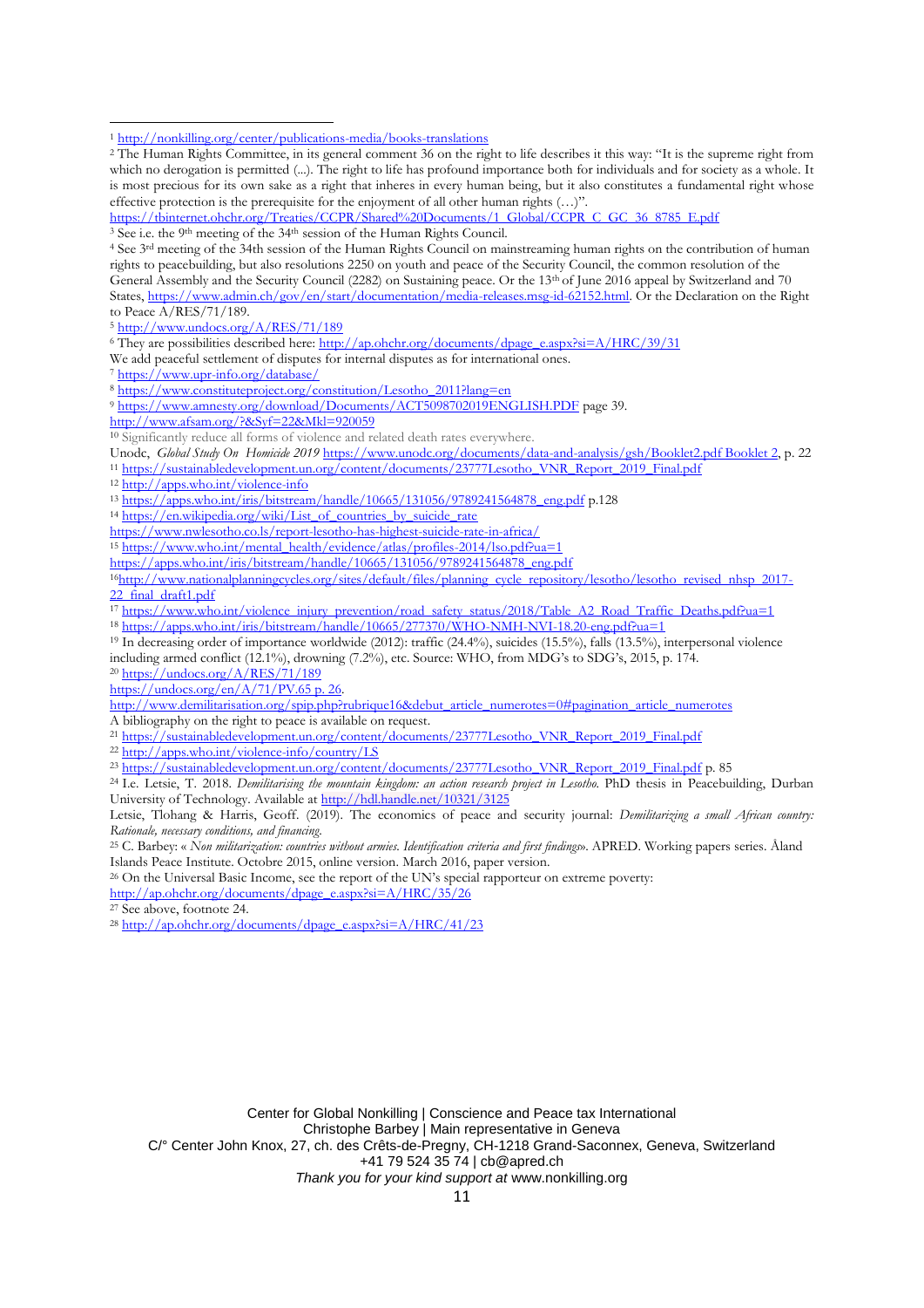[1] http://nonkilling.org/center/publications-media/books-translations

[2] The Human Rights Committee, in its general comment 36 on the right to life describes it this way: "It is the supreme right from which no derogation is permitted (...). The right to life has profound importance both for individuals and for society as a whole. It is most precious for its own sake as a right that inheres in every human being, but it also constitutes a fundamental right whose effective protection is the prerequisite for the enjoyment of all other human rights (…)". https://tbinternet.ohchr.org/Treaties/CCPR/Shared%20Documents/1_Global/CCPR_C_GC_36_8785_E.pdf

[3] See i.e. the 9th meeting of the 34th session of the Human Rights Council.

[4] See 3rd meeting of the 34th session of the Human Rights Council on mainstreaming human rights on the contribution of human rights to peacebuilding, but also resolutions 2250 on youth and peace of the Security Council, the common resolution of the General Assembly and the Security Council (2282) on Sustaining peace. Or the 13th of June 2016 appeal by Switzerland and 70 States, https://www.admin.ch/gov/en/start/documentation/media-releases.msg-id-62152.html. Or the Declaration on the Right to Peace A/RES/71/189.

[5] http://www.undocs.org/A/RES/71/189

[6] They are possibilities described here: http://ap.ohchr.org/documents/dpage_e.aspx?si=A/HRC/39/31
We add peaceful settlement of disputes for internal disputes as for international ones.

[7] https://www.upr-info.org/database/

[8] https://www.constituteproject.org/constitution/Lesotho_2011?lang=en

[9] https://www.amnesty.org/download/Documents/ACT5098702019ENGLISH.PDF page 39.
http://www.afsam.org/?&Syf=22&Mkl=920059

[10] Significantly reduce all forms of violence and related death rates everywhere.
Unodc, *Global Study On Homicide 2019* https://www.unodc.org/documents/data-and-analysis/gsh/Booklet2.pdf Booklet 2, p. 22

[11] https://sustainabledevelopment.un.org/content/documents/23777Lesotho_VNR_Report_2019_Final.pdf

[12] http://apps.who.int/violence-info

[13] https://apps.who.int/iris/bitstream/handle/10665/131056/9789241564878_eng.pdf p.128

[14] https://en.wikipedia.org/wiki/List_of_countries_by_suicide_rate
https://www.nwlesotho.co.ls/report-lesotho-has-highest-suicide-rate-in-africa/

[15] https://www.who.int/mental_health/evidence/atlas/profiles-2014/lso.pdf?ua=1
https://apps.who.int/iris/bitstream/handle/10665/131056/9789241564878_eng.pdf

[16] http://www.nationalplanningcycles.org/sites/default/files/planning_cycle_repository/lesotho/lesotho_revised_nhsp_2017-22_final_draft1.pdf

[17] https://www.who.int/violence_injury_prevention/road_safety_status/2018/Table_A2_Road_Traffic_Deaths.pdf?ua=1

[18] https://apps.who.int/iris/bitstream/handle/10665/277370/WHO-NMH-NVI-18.20-eng.pdf?ua=1

[19] In decreasing order of importance worldwide (2012): traffic (24.4%), suicides (15.5%), falls (13.5%), interpersonal violence including armed conflict (12.1%), drowning (7.2%), etc. Source: WHO, from MDG's to SDG's, 2015, p. 174.

[20] https://undocs.org/A/RES/71/189
https://undocs.org/en/A/71/PV.65 p. 26.
http://www.demilitarisation.org/spip.php?rubrique16&debut_article_numerotes=0#pagination_article_numerotes
A bibliography on the right to peace is available on request.

[21] https://sustainabledevelopment.un.org/content/documents/23777Lesotho_VNR_Report_2019_Final.pdf

[22] http://apps.who.int/violence-info/country/LS

[23] https://sustainabledevelopment.un.org/content/documents/23777Lesotho_VNR_Report_2019_Final.pdf p. 85

[24] I.e. Letsie, T. 2018. *Demilitarising the mountain kingdom: an action research project in Lesotho.* PhD thesis in Peacebuilding, Durban University of Technology. Available at http://hdl.handle.net/10321/3125
Letsie, Tlohang & Harris, Geoff. (2019). The economics of peace and security journal: *Demilitarizing a small African country: Rationale, necessary conditions, and financing.*

[25] C. Barbey: « *Non militarization: countries without armies. Identification criteria and first findings*». APRED. Working papers series. Åland Islands Peace Institute. Octobre 2015, online version. March 2016, paper version.

[26] On the Universal Basic Income, see the report of the UN's special rapporteur on extreme poverty:
http://ap.ohchr.org/documents/dpage_e.aspx?si=A/HRC/35/26

[27] See above, footnote 24.

[28] http://ap.ohchr.org/documents/dpage_e.aspx?si=A/HRC/41/23

Center for Global Nonkilling | Conscience and Peace tax International
Christophe Barbey | Main representative in Geneva
C/° Center John Knox, 27, ch. des Crêts-de-Pregny, CH-1218 Grand-Saconnex, Geneva, Switzerland
+41 79 524 35 74 | cb@apred.ch
*Thank you for your kind support at* www.nonkilling.org